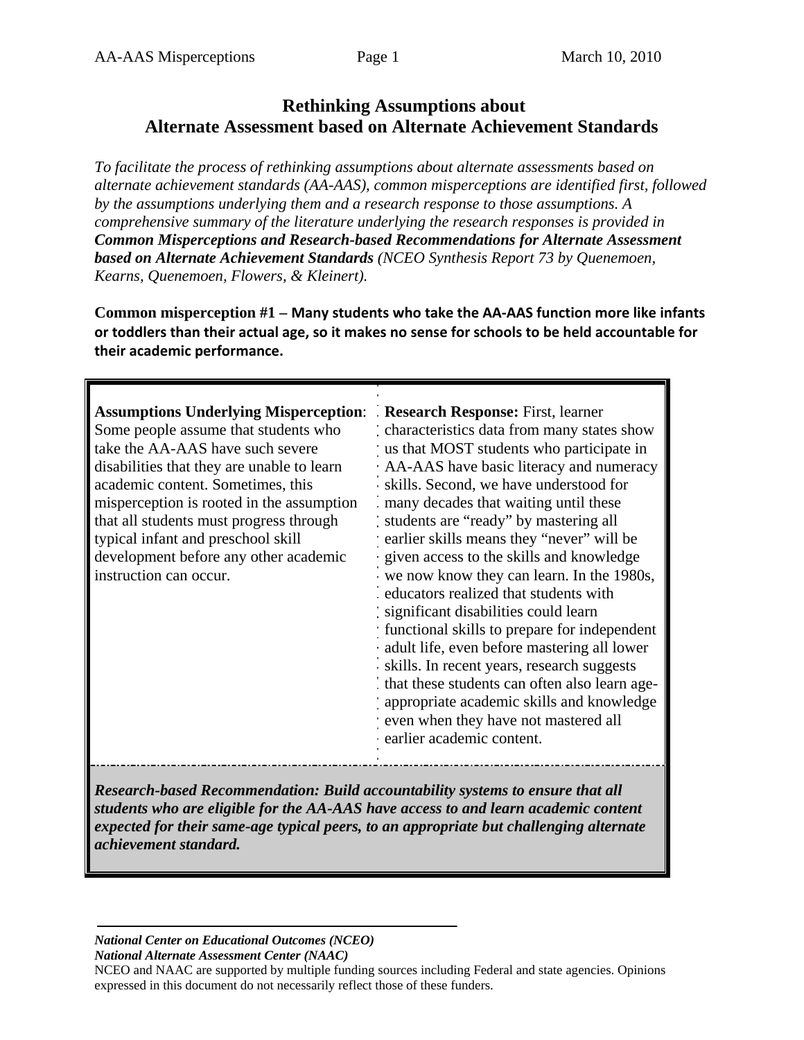# Rethinking Assumptions about Alternate Assessment based on Alternate Achievement Standards

*To facilitate the process of rethinking assumptions about alternate assessments based on alternate achievement standards (AA-AAS), common misperceptions are identified first, followed by the assumptions underlying them and a research response to those assumptions. A comprehensive summary of the literature underlying the research responses is provided in* ***Common Misperceptions and Research-based Recommendations for Alternate Assessment based on Alternate Achievement Standards*** *(NCEO Synthesis Report 73 by Quenemoen, Kearns, Quenemoen, Flowers, & Kleinert).*

**Common misperception #1 – Many students who take the AA-AAS function more like infants or toddlers than their actual age, so it makes no sense for schools to be held accountable for their academic performance.**

| **Assumptions Underlying Misperception**: Some people assume that students who take the AA-AAS have such severe disabilities that they are unable to learn academic content. Sometimes, this misperception is rooted in the assumption that all students must progress through typical infant and preschool skill development before any other academic instruction can occur. | **Research Response:** First, learner characteristics data from many states show us that MOST students who participate in AA-AAS have basic literacy and numeracy skills. Second, we have understood for many decades that waiting until these students are "ready" by mastering all earlier skills means they "never" will be given access to the skills and knowledge we now know they can learn. In the 1980s, educators realized that students with significant disabilities could learn functional skills to prepare for independent adult life, even before mastering all lower skills. In recent years, research suggests that these students can often also learn age-appropriate academic skills and knowledge even when they have not mastered all earlier academic content. |
|---|---|

***Research-based Recommendation: Build accountability systems to ensure that all students who are eligible for the AA-AAS have access to and learn academic content expected for their same-age typical peers, to an appropriate but challenging alternate achievement standard.***

***National Center on Educational Outcomes (NCEO)***
***National Alternate Assessment Center (NAAC)***
NCEO and NAAC are supported by multiple funding sources including Federal and state agencies. Opinions expressed in this document do not necessarily reflect those of these funders.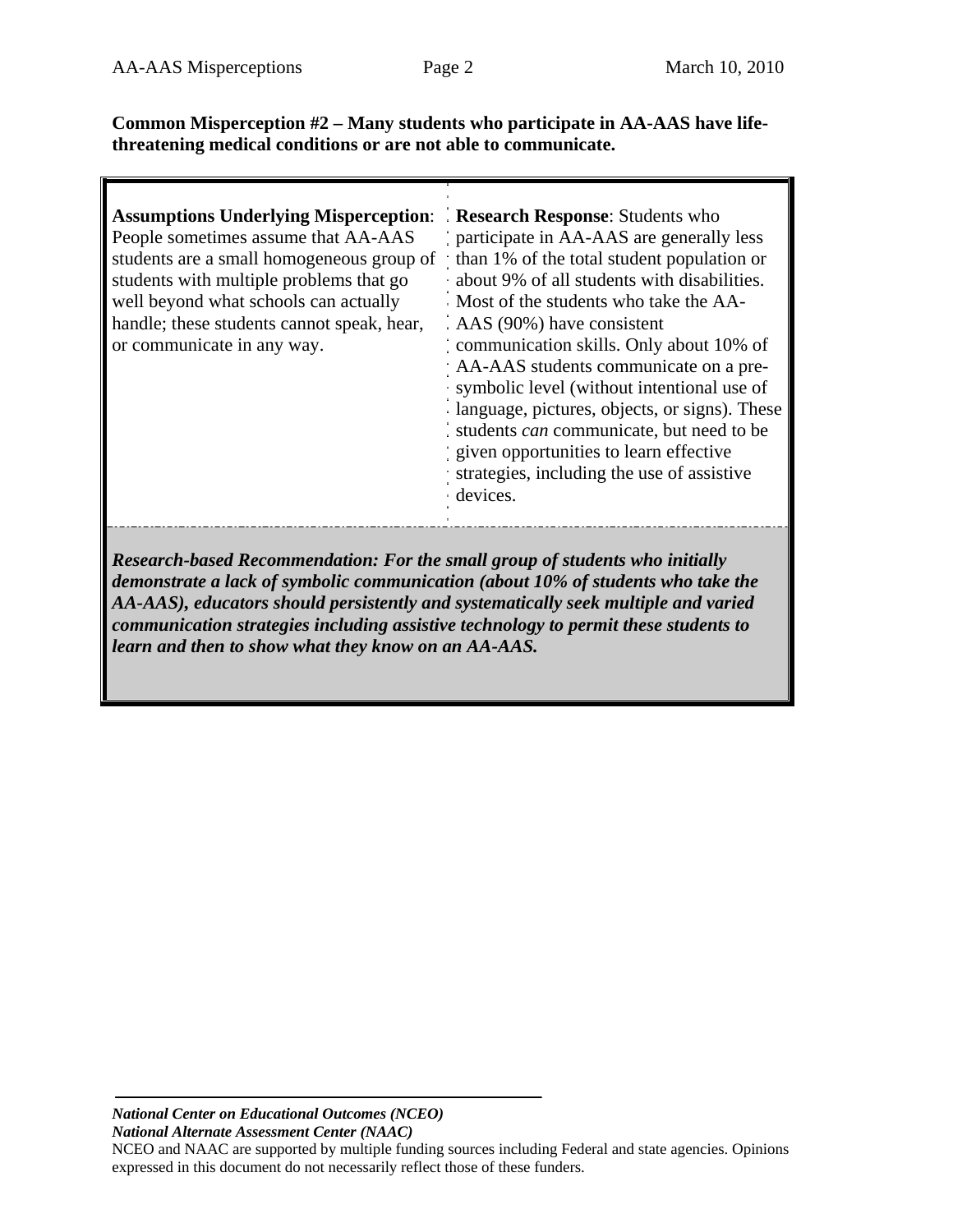**Common Misperception #2 – Many students who participate in AA-AAS have life-threatening medical conditions or are not able to communicate.**

| **Assumptions Underlying Misperception**: People sometimes assume that AA-AAS students are a small homogeneous group of students with multiple problems that go well beyond what schools can actually handle; these students cannot speak, hear, or communicate in any way. | **Research Response**: Students who participate in AA-AAS are generally less than 1% of the total student population or about 9% of all students with disabilities. Most of the students who take the AA-AAS (90%) have consistent communication skills. Only about 10% of AA-AAS students communicate on a pre-symbolic level (without intentional use of language, pictures, objects, or signs). These students *can* communicate, but need to be given opportunities to learn effective strategies, including the use of assistive devices. |
|---|---|

***Research-based Recommendation: For the small group of students who initially demonstrate a lack of symbolic communication (about 10% of students who take the AA-AAS), educators should persistently and systematically seek multiple and varied communication strategies including assistive technology to permit these students to learn and then to show what they know on an AA-AAS.***

***National Center on Educational Outcomes (NCEO)***
***National Alternate Assessment Center (NAAC)***
NCEO and NAAC are supported by multiple funding sources including Federal and state agencies. Opinions expressed in this document do not necessarily reflect those of these funders.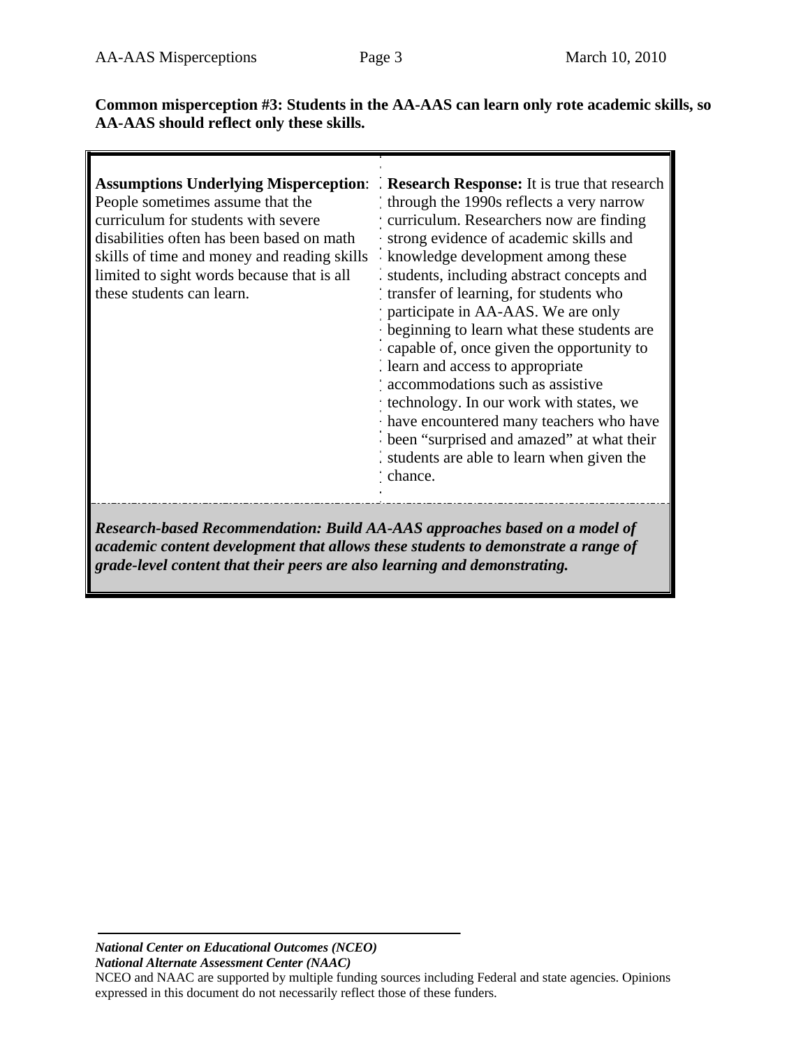**Common misperception #3: Students in the AA-AAS can learn only rote academic skills, so AA-AAS should reflect only these skills.**

| **Assumptions Underlying Misperception**: People sometimes assume that the curriculum for students with severe disabilities often has been based on math skills of time and money and reading skills limited to sight words because that is all these students can learn. | **Research Response:** It is true that research through the 1990s reflects a very narrow curriculum. Researchers now are finding strong evidence of academic skills and knowledge development among these students, including abstract concepts and transfer of learning, for students who participate in AA-AAS. We are only beginning to learn what these students are capable of, once given the opportunity to learn and access to appropriate accommodations such as assistive technology. In our work with states, we have encountered many teachers who have been "surprised and amazed" at what their students are able to learn when given the chance. |
|---|---|

***Research-based Recommendation: Build AA-AAS approaches based on a model of academic content development that allows these students to demonstrate a range of grade-level content that their peers are also learning and demonstrating.***

***National Center on Educational Outcomes (NCEO)***
***National Alternate Assessment Center (NAAC)***
NCEO and NAAC are supported by multiple funding sources including Federal and state agencies. Opinions expressed in this document do not necessarily reflect those of these funders.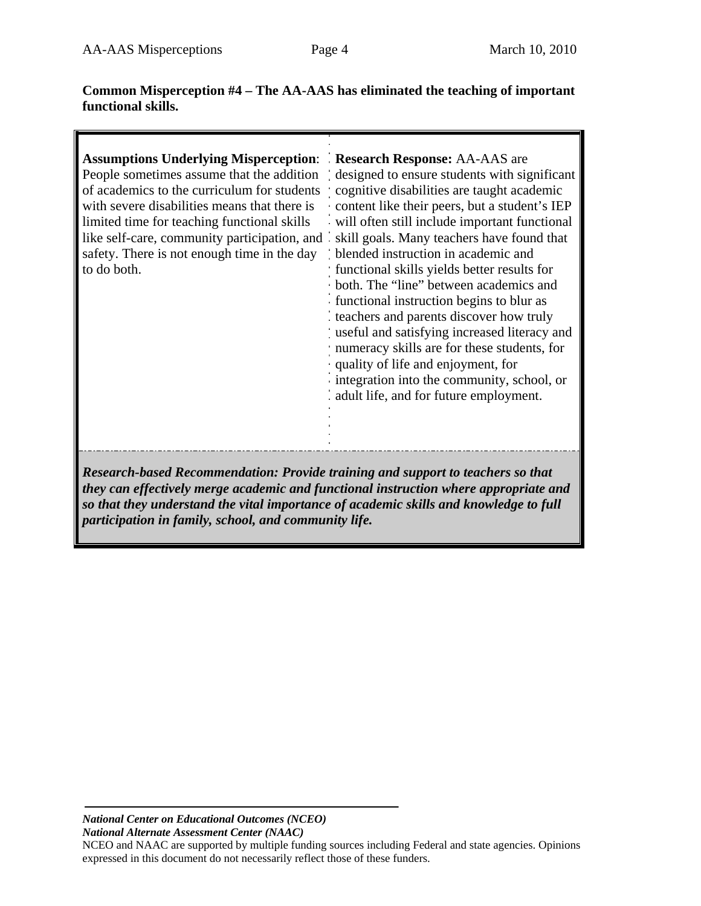**Common Misperception #4 – The AA-AAS has eliminated the teaching of important functional skills.**

| **Assumptions Underlying Misperception**: People sometimes assume that the addition of academics to the curriculum for students with severe disabilities means that there is limited time for teaching functional skills like self-care, community participation, and safety. There is not enough time in the day to do both. | **Research Response:** AA-AAS are designed to ensure students with significant cognitive disabilities are taught academic content like their peers, but a student's IEP will often still include important functional skill goals. Many teachers have found that blended instruction in academic and functional skills yields better results for both. The "line" between academics and functional instruction begins to blur as teachers and parents discover how truly useful and satisfying increased literacy and numeracy skills are for these students, for quality of life and enjoyment, for integration into the community, school, or adult life, and for future employment. |
|---|---|

***Research-based Recommendation: Provide training and support to teachers so that they can effectively merge academic and functional instruction where appropriate and so that they understand the vital importance of academic skills and knowledge to full participation in family, school, and community life.***

---

***National Center on Educational Outcomes (NCEO)***
***National Alternate Assessment Center (NAAC)***
NCEO and NAAC are supported by multiple funding sources including Federal and state agencies. Opinions expressed in this document do not necessarily reflect those of these funders.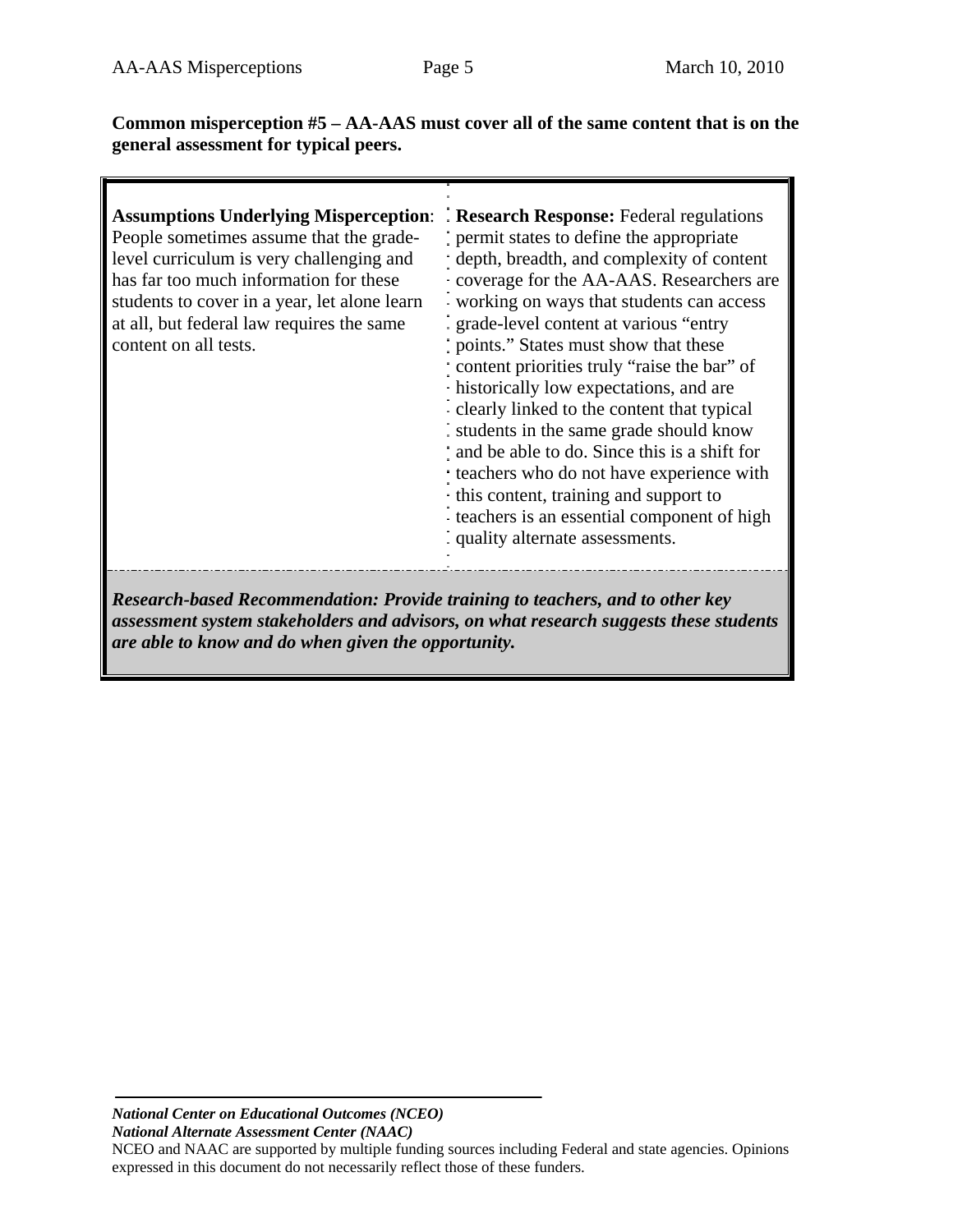**Common misperception #5 – AA-AAS must cover all of the same content that is on the general assessment for typical peers.**

| **Assumptions Underlying Misperception**: People sometimes assume that the grade-level curriculum is very challenging and has far too much information for these students to cover in a year, let alone learn at all, but federal law requires the same content on all tests. | **Research Response:** Federal regulations permit states to define the appropriate depth, breadth, and complexity of content coverage for the AA-AAS. Researchers are working on ways that students can access grade-level content at various "entry points." States must show that these content priorities truly "raise the bar" of historically low expectations, and are clearly linked to the content that typical students in the same grade should know and be able to do. Since this is a shift for teachers who do not have experience with this content, training and support to teachers is an essential component of high quality alternate assessments. |
| --- | --- |
| ***Research-based Recommendation: Provide training to teachers, and to other key assessment system stakeholders and advisors, on what research suggests these students are able to know and do when given the opportunity.*** | |

***National Center on Educational Outcomes (NCEO)***
***National Alternate Assessment Center (NAAC)***
NCEO and NAAC are supported by multiple funding sources including Federal and state agencies. Opinions expressed in this document do not necessarily reflect those of these funders.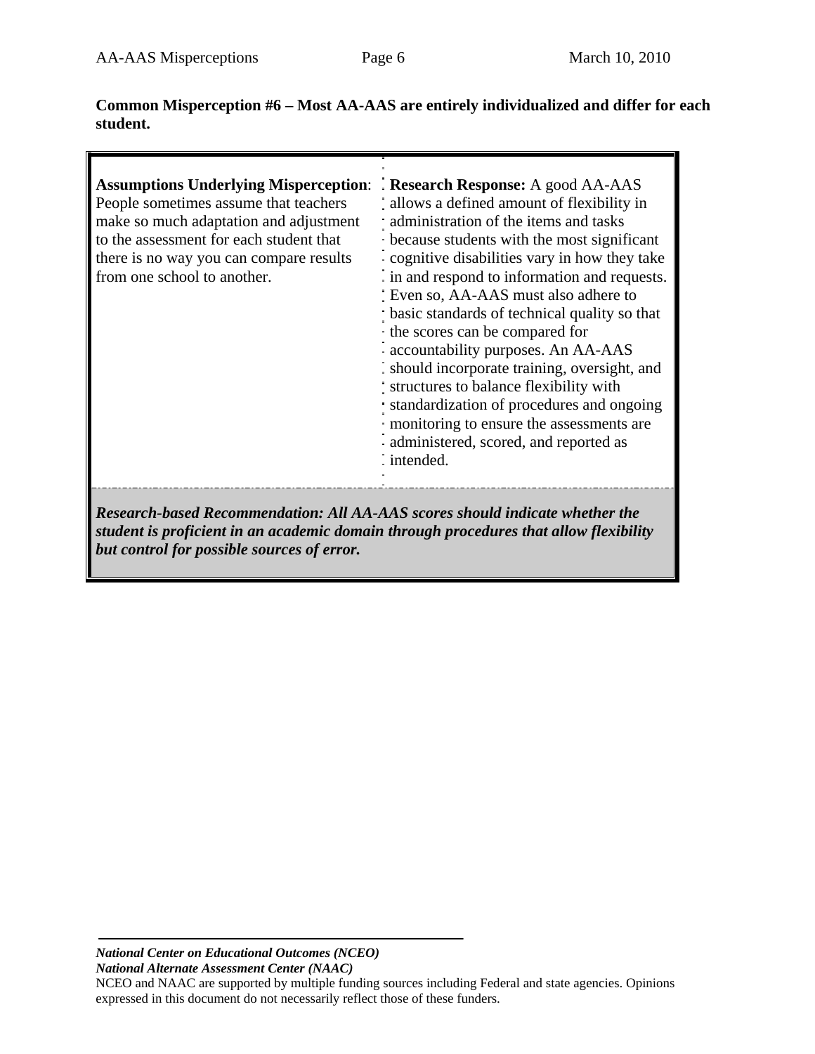**Common Misperception #6 – Most AA-AAS are entirely individualized and differ for each student.**

| **Assumptions Underlying Misperception**: People sometimes assume that teachers make so much adaptation and adjustment to the assessment for each student that there is no way you can compare results from one school to another. | **Research Response:** A good AA-AAS allows a defined amount of flexibility in administration of the items and tasks because students with the most significant cognitive disabilities vary in how they take in and respond to information and requests. Even so, AA-AAS must also adhere to basic standards of technical quality so that the scores can be compared for accountability purposes. An AA-AAS should incorporate training, oversight, and structures to balance flexibility with standardization of procedures and ongoing monitoring to ensure the assessments are administered, scored, and reported as intended. |
|---|---|
| ***Research-based Recommendation: All AA-AAS scores should indicate whether the student is proficient in an academic domain through procedures that allow flexibility but control for possible sources of error.*** | |

***National Center on Educational Outcomes (NCEO)***
***National Alternate Assessment Center (NAAC)***
NCEO and NAAC are supported by multiple funding sources including Federal and state agencies. Opinions expressed in this document do not necessarily reflect those of these funders.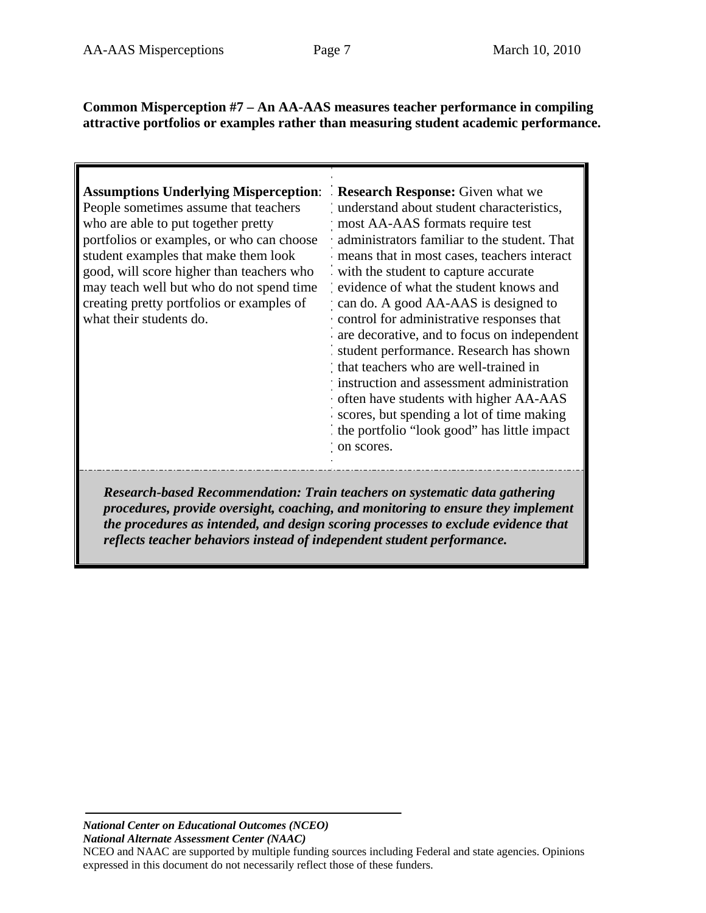**Common Misperception #7 – An AA-AAS measures teacher performance in compiling attractive portfolios or examples rather than measuring student academic performance.**

**Assumptions Underlying Misperception**: People sometimes assume that teachers who are able to put together pretty portfolios or examples, or who can choose student examples that make them look good, will score higher than teachers who may teach well but who do not spend time creating pretty portfolios or examples of what their students do.

**Research Response:** Given what we understand about student characteristics, most AA-AAS formats require test administrators familiar to the student. That means that in most cases, teachers interact with the student to capture accurate evidence of what the student knows and can do. A good AA-AAS is designed to control for administrative responses that are decorative, and to focus on independent student performance. Research has shown that teachers who are well-trained in instruction and assessment administration often have students with higher AA-AAS scores, but spending a lot of time making the portfolio "look good" has little impact on scores.

***Research-based Recommendation: Train teachers on systematic data gathering procedures, provide oversight, coaching, and monitoring to ensure they implement the procedures as intended, and design scoring processes to exclude evidence that reflects teacher behaviors instead of independent student performance.***

***National Center on Educational Outcomes (NCEO)***
***National Alternate Assessment Center (NAAC)***
NCEO and NAAC are supported by multiple funding sources including Federal and state agencies. Opinions expressed in this document do not necessarily reflect those of these funders.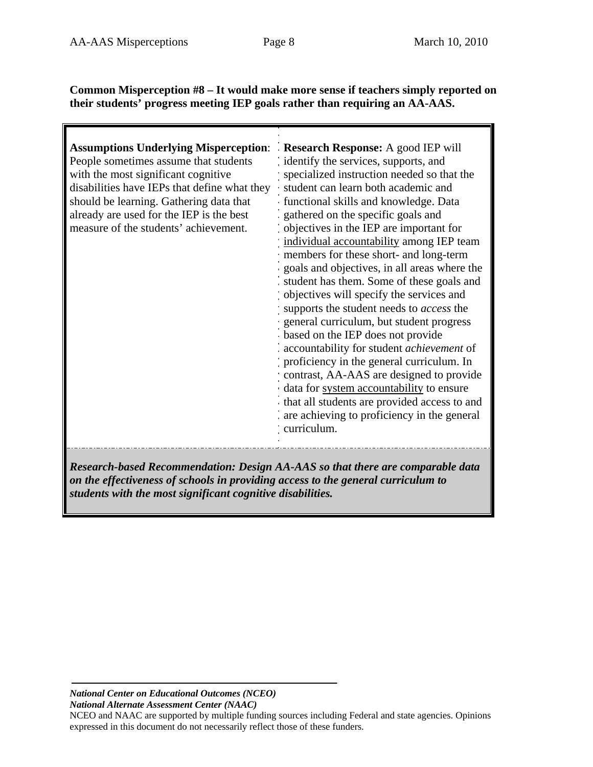**Common Misperception #8 – It would make more sense if teachers simply reported on their students' progress meeting IEP goals rather than requiring an AA-AAS.**

| **Assumptions Underlying Misperception**: People sometimes assume that students with the most significant cognitive disabilities have IEPs that define what they should be learning. Gathering data that already are used for the IEP is the best measure of the students' achievement. | **Research Response:** A good IEP will identify the services, supports, and specialized instruction needed so that the student can learn both academic and functional skills and knowledge. Data gathered on the specific goals and objectives in the IEP are important for individual accountability among IEP team members for these short- and long-term goals and objectives, in all areas where the student has them. Some of these goals and objectives will specify the services and supports the student needs to *access* the general curriculum, but student progress based on the IEP does not provide accountability for student *achievement* of proficiency in the general curriculum. In contrast, AA-AAS are designed to provide data for system accountability to ensure that all students are provided access to and are achieving to proficiency in the general curriculum. |
|---|---|

***Research-based Recommendation: Design AA-AAS so that there are comparable data on the effectiveness of schools in providing access to the general curriculum to students with the most significant cognitive disabilities.***

*National Center on Educational Outcomes (NCEO)*
*National Alternate Assessment Center (NAAC)*
NCEO and NAAC are supported by multiple funding sources including Federal and state agencies. Opinions expressed in this document do not necessarily reflect those of these funders.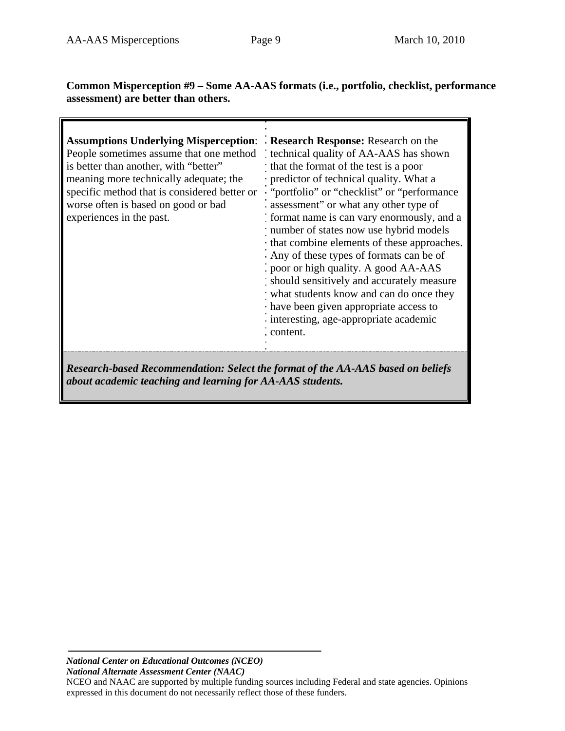**Common Misperception #9 – Some AA-AAS formats (i.e., portfolio, checklist, performance assessment) are better than others.**

| **Assumptions Underlying Misperception**: People sometimes assume that one method is better than another, with "better" meaning more technically adequate; the specific method that is considered better or worse often is based on good or bad experiences in the past. | **Research Response:** Research on the technical quality of AA-AAS has shown that the format of the test is a poor predictor of technical quality. What a "portfolio" or "checklist" or "performance assessment" or what any other type of format name is can vary enormously, and a number of states now use hybrid models that combine elements of these approaches. Any of these types of formats can be of poor or high quality. A good AA-AAS should sensitively and accurately measure what students know and can do once they have been given appropriate access to interesting, age-appropriate academic content. |
|---|---|

***Research-based Recommendation: Select the format of the AA-AAS based on beliefs about academic teaching and learning for AA-AAS students.***

***National Center on Educational Outcomes (NCEO)***
***National Alternate Assessment Center (NAAC)***
NCEO and NAAC are supported by multiple funding sources including Federal and state agencies. Opinions expressed in this document do not necessarily reflect those of these funders.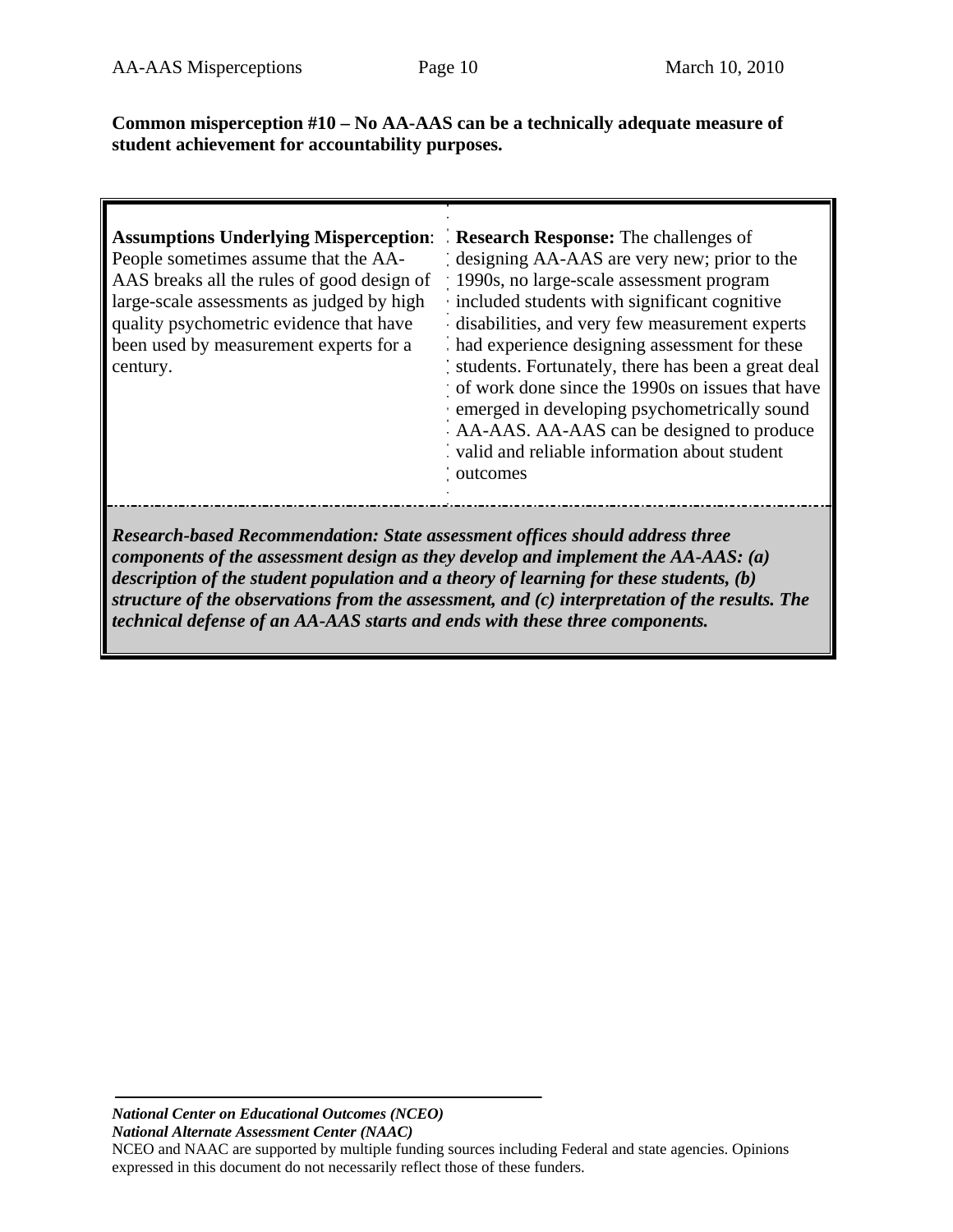**Common misperception #10 – No AA-AAS can be a technically adequate measure of student achievement for accountability purposes.**

| | |
|---|---|
| **Assumptions Underlying Misperception**: People sometimes assume that the AA-AAS breaks all the rules of good design of large-scale assessments as judged by high quality psychometric evidence that have been used by measurement experts for a century. | **Research Response:** The challenges of designing AA-AAS are very new; prior to the 1990s, no large-scale assessment program included students with significant cognitive disabilities, and very few measurement experts had experience designing assessment for these students. Fortunately, there has been a great deal of work done since the 1990s on issues that have emerged in developing psychometrically sound AA-AAS. AA-AAS can be designed to produce valid and reliable information about student outcomes |

***Research-based Recommendation: State assessment offices should address three components of the assessment design as they develop and implement the AA-AAS: (a) description of the student population and a theory of learning for these students, (b) structure of the observations from the assessment, and (c) interpretation of the results. The technical defense of an AA-AAS starts and ends with these three components.***

***National Center on Educational Outcomes (NCEO)***
***National Alternate Assessment Center (NAAC)***
NCEO and NAAC are supported by multiple funding sources including Federal and state agencies. Opinions expressed in this document do not necessarily reflect those of these funders.